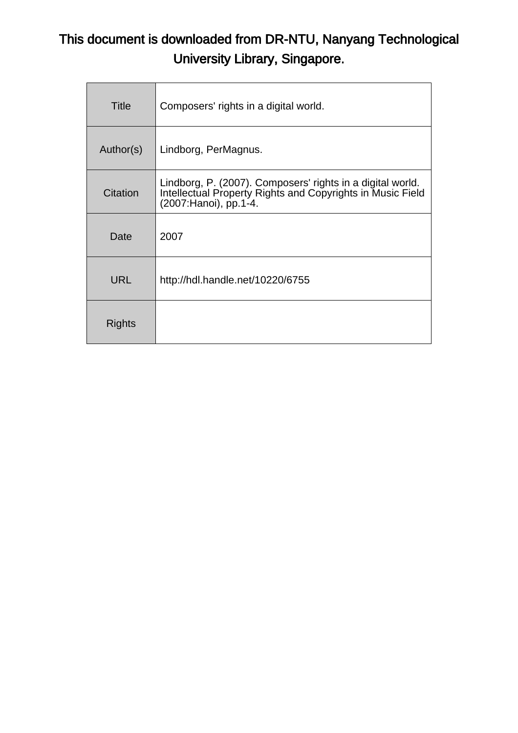This document is downloaded from DR-NTU, Nanyang Technological University Library, Singapore.

| Title | Composers' rights in a digital world. |
| --- | --- |
| Author(s) | Lindborg, PerMagnus. |
| Citation | Lindborg, P. (2007). Composers' rights in a digital world. Intellectual Property Rights and Copyrights in Music Field (2007:Hanoi), pp.1-4. |
| Date | 2007 |
| URL | http://hdl.handle.net/10220/6755 |
| Rights | |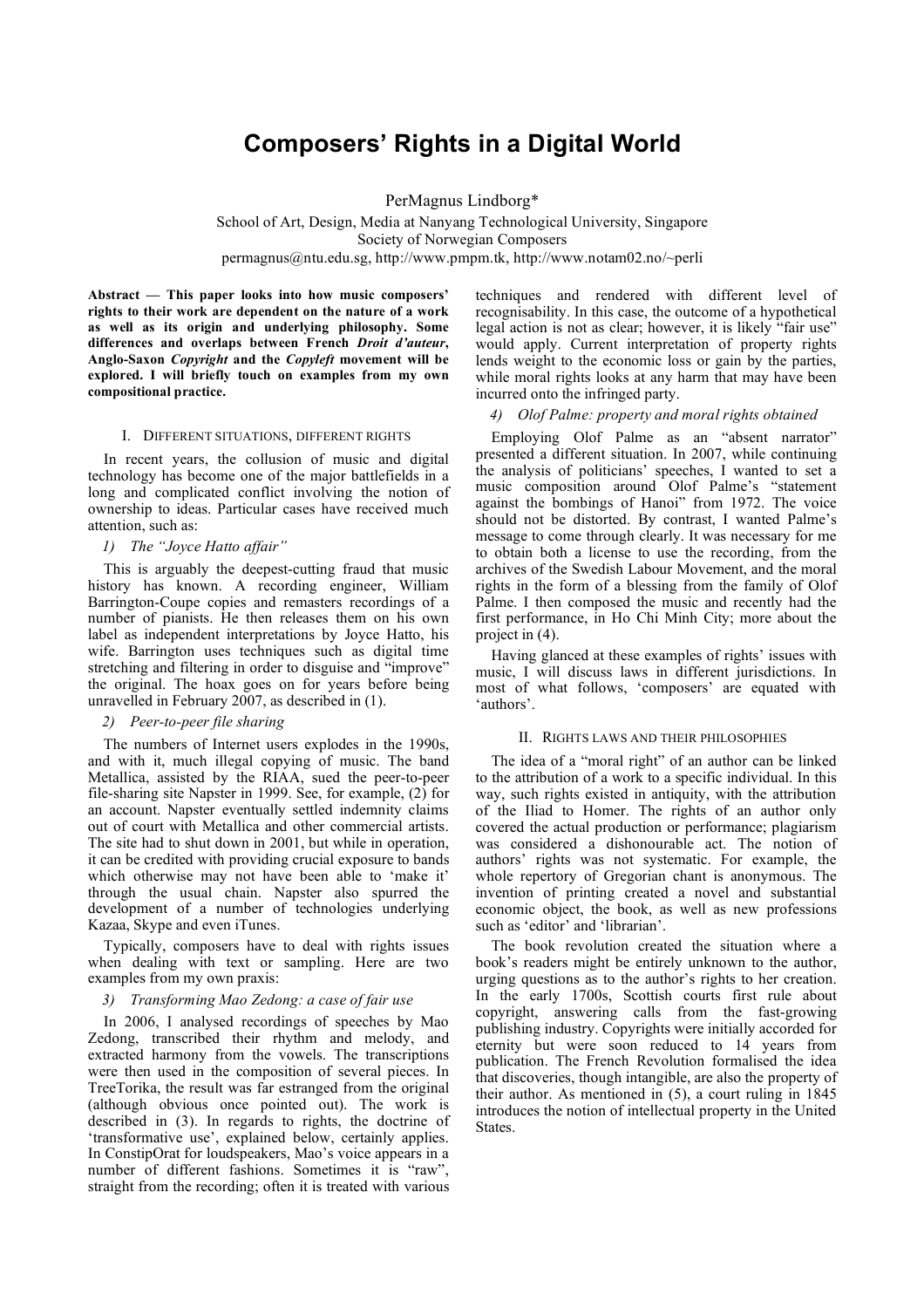# Composers' Rights in a Digital World

PerMagnus Lindborg*

School of Art, Design, Media at Nanyang Technological University, Singapore
Society of Norwegian Composers
permagnus@ntu.edu.sg, http://www.pmpm.tk, http://www.notam02.no/~perli

**Abstract — This paper looks into how music composers' rights to their work are dependent on the nature of a work as well as its origin and underlying philosophy. Some differences and overlaps between French *Droit d'auteur*, Anglo-Saxon *Copyright* and the *Copyleft* movement will be explored. I will briefly touch on examples from my own compositional practice.**

## I. Different situations, different rights

In recent years, the collusion of music and digital technology has become one of the major battlefields in a long and complicated conflict involving the notion of ownership to ideas. Particular cases have received much attention, such as:

*1) The "Joyce Hatto affair"*

This is arguably the deepest-cutting fraud that music history has known. A recording engineer, William Barrington-Coupe copies and remasters recordings of a number of pianists. He then releases them on his own label as independent interpretations by Joyce Hatto, his wife. Barrington uses techniques such as digital time stretching and filtering in order to disguise and "improve" the original. The hoax goes on for years before being unravelled in February 2007, as described in (1).

*2) Peer-to-peer file sharing*

The numbers of Internet users explodes in the 1990s, and with it, much illegal copying of music. The band Metallica, assisted by the RIAA, sued the peer-to-peer file-sharing site Napster in 1999. See, for example, (2) for an account. Napster eventually settled indemnity claims out of court with Metallica and other commercial artists. The site had to shut down in 2001, but while in operation, it can be credited with providing crucial exposure to bands which otherwise may not have been able to 'make it' through the usual chain. Napster also spurred the development of a number of technologies underlying Kazaa, Skype and even iTunes.

Typically, composers have to deal with rights issues when dealing with text or sampling. Here are two examples from my own praxis:

*3) Transforming Mao Zedong: a case of fair use*

In 2006, I analysed recordings of speeches by Mao Zedong, transcribed their rhythm and melody, and extracted harmony from the vowels. The transcriptions were then used in the composition of several pieces. In TreeTorika, the result was far estranged from the original (although obvious once pointed out). The work is described in (3). In regards to rights, the doctrine of 'transformative use', explained below, certainly applies. In ConstipOrat for loudspeakers, Mao's voice appears in a number of different fashions. Sometimes it is "raw", straight from the recording; often it is treated with various techniques and rendered with different level of recognisability. In this case, the outcome of a hypothetical legal action is not as clear; however, it is likely "fair use" would apply. Current interpretation of property rights lends weight to the economic loss or gain by the parties, while moral rights looks at any harm that may have been incurred onto the infringed party.

*4) Olof Palme: property and moral rights obtained*

Employing Olof Palme as an "absent narrator" presented a different situation. In 2007, while continuing the analysis of politicians' speeches, I wanted to set a music composition around Olof Palme's "statement against the bombings of Hanoi" from 1972. The voice should not be distorted. By contrast, I wanted Palme's message to come through clearly. It was necessary for me to obtain both a license to use the recording, from the archives of the Swedish Labour Movement, and the moral rights in the form of a blessing from the family of Olof Palme. I then composed the music and recently had the first performance, in Ho Chi Minh City; more about the project in (4).

Having glanced at these examples of rights' issues with music, I will discuss laws in different jurisdictions. In most of what follows, 'composers' are equated with 'authors'.

## II. Rights laws and their philosophies

The idea of a "moral right" of an author can be linked to the attribution of a work to a specific individual. In this way, such rights existed in antiquity, with the attribution of the Iliad to Homer. The rights of an author only covered the actual production or performance; plagiarism was considered a dishonourable act. The notion of authors' rights was not systematic. For example, the whole repertory of Gregorian chant is anonymous. The invention of printing created a novel and substantial economic object, the book, as well as new professions such as 'editor' and 'librarian'.

The book revolution created the situation where a book's readers might be entirely unknown to the author, urging questions as to the author's rights to her creation. In the early 1700s, Scottish courts first rule about copyright, answering calls from the fast-growing publishing industry. Copyrights were initially accorded for eternity but were soon reduced to 14 years from publication. The French Revolution formalised the idea that discoveries, though intangible, are also the property of their author. As mentioned in (5), a court ruling in 1845 introduces the notion of intellectual property in the United States.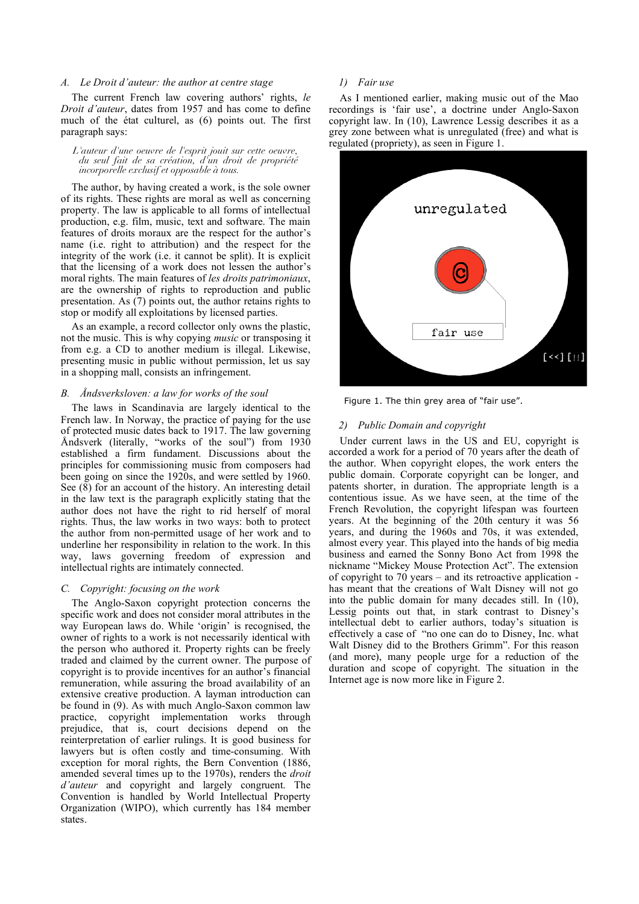### A. Le Droit d'auteur: the author at centre stage

The current French law covering authors' rights, *le Droit d'auteur*, dates from 1957 and has come to define much of the état culturel, as (6) points out. The first paragraph says:

> *L'auteur d'une oeuvre de l'esprit jouit sur cette oeuvre, du seul fait de sa création, d'un droit de propriété incorporelle exclusif et opposable à tous.*

The author, by having created a work, is the sole owner of its rights. These rights are moral as well as concerning property. The law is applicable to all forms of intellectual production, e.g. film, music, text and software. The main features of droits moraux are the respect for the author's name (i.e. right to attribution) and the respect for the integrity of the work (i.e. it cannot be split). It is explicit that the licensing of a work does not lessen the author's moral rights. The main features of *les droits patrimoniaux*, are the ownership of rights to reproduction and public presentation. As (7) points out, the author retains rights to stop or modify all exploitations by licensed parties.

As an example, a record collector only owns the plastic, not the music. This is why copying *music* or transposing it from e.g. a CD to another medium is illegal. Likewise, presenting music in public without permission, let us say in a shopping mall, consists an infringement.

### B. Åndsverksloven: a law for works of the soul

The laws in Scandinavia are largely identical to the French law. In Norway, the practice of paying for the use of protected music dates back to 1917. The law governing Åndsverk (literally, "works of the soul") from 1930 established a firm fundament. Discussions about the principles for commissioning music from composers had been going on since the 1920s, and were settled by 1960. See (8) for an account of the history. An interesting detail in the law text is the paragraph explicitly stating that the author does not have the right to rid herself of moral rights. Thus, the law works in two ways: both to protect the author from non-permitted usage of her work and to underline her responsibility in relation to the work. In this way, laws governing freedom of expression and intellectual rights are intimately connected.

### C. Copyright: focusing on the work

The Anglo-Saxon copyright protection concerns the specific work and does not consider moral attributes in the way European laws do. While 'origin' is recognised, the owner of rights to a work is not necessarily identical with the person who authored it. Property rights can be freely traded and claimed by the current owner. The purpose of copyright is to provide incentives for an author's financial remuneration, while assuring the broad availability of an extensive creative production. A layman introduction can be found in (9). As with much Anglo-Saxon common law practice, copyright implementation works through prejudice, that is, court decisions depend on the reinterpretation of earlier rulings. It is good business for lawyers but is often costly and time-consuming. With exception for moral rights, the Bern Convention (1886, amended several times up to the 1970s), renders the *droit d'auteur* and copyright and largely congruent. The Convention is handled by World Intellectual Property Organization (WIPO), which currently has 184 member states.

#### 1) Fair use

As I mentioned earlier, making music out of the Mao recordings is 'fair use', a doctrine under Anglo-Saxon copyright law. In (10), Lawrence Lessig describes it as a grey zone between what is unregulated (free) and what is regulated (propriety), as seen in Figure 1.

Figure 1. The thin grey area of "fair use".

#### 2) Public Domain and copyright

Under current laws in the US and EU, copyright is accorded a work for a period of 70 years after the death of the author. When copyright elopes, the work enters the public domain. Corporate copyright can be longer, and patents shorter, in duration. The appropriate length is a contentious issue. As we have seen, at the time of the French Revolution, the copyright lifespan was fourteen years. At the beginning of the 20th century it was 56 years, and during the 1960s and 70s, it was extended, almost every year. This played into the hands of big media business and earned the Sonny Bono Act from 1998 the nickname "Mickey Mouse Protection Act". The extension of copyright to 70 years – and its retroactive application - has meant that the creations of Walt Disney will not go into the public domain for many decades still. In (10), Lessig points out that, in stark contrast to Disney's intellectual debt to earlier authors, today's situation is effectively a case of "no one can do to Disney, Inc. what Walt Disney did to the Brothers Grimm". For this reason (and more), many people urge for a reduction of the duration and scope of copyright. The situation in the Internet age is now more like in Figure 2.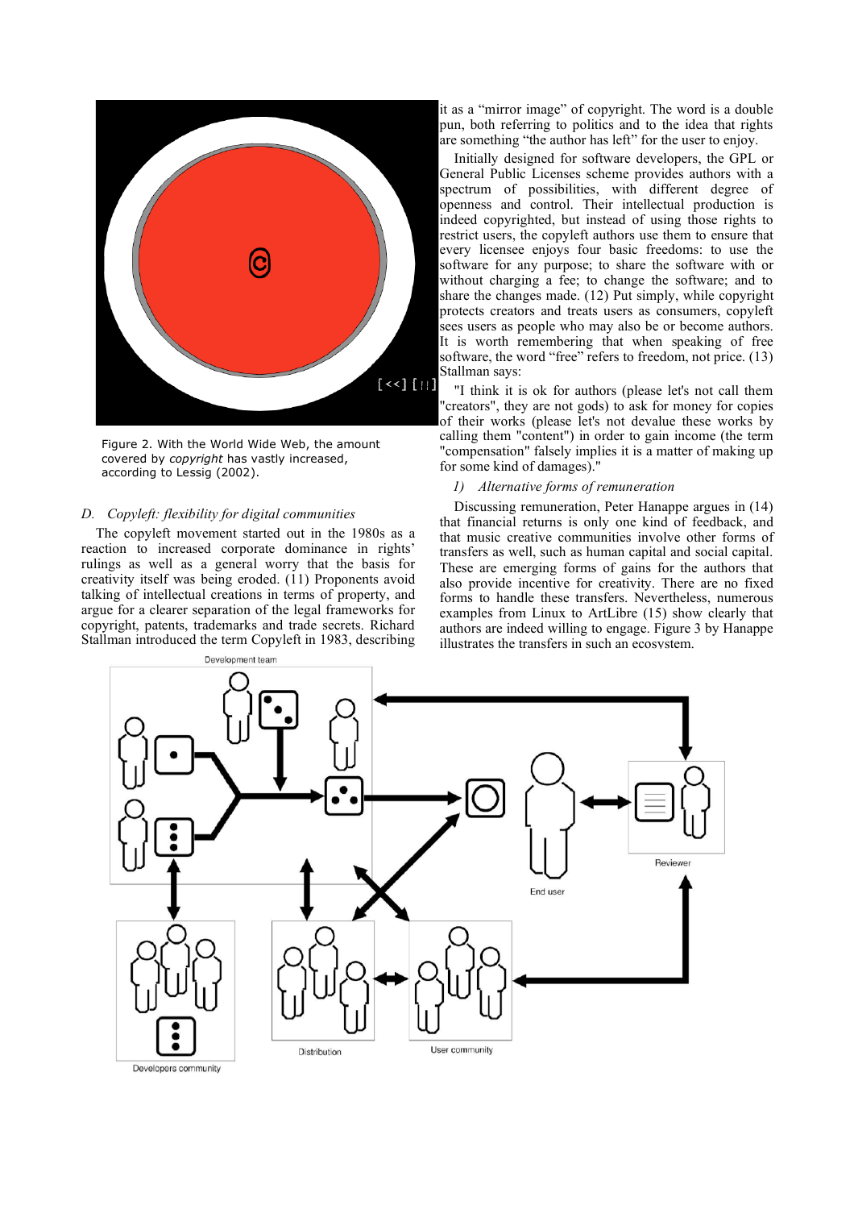Figure 2. With the World Wide Web, the amount covered by *copyright* has vastly increased, according to Lessig (2002).

### D. *Copyleft: flexibility for digital communities*

The copyleft movement started out in the 1980s as a reaction to increased corporate dominance in rights' rulings as well as a general worry that the basis for creativity itself was being eroded. (11) Proponents avoid talking of intellectual creations in terms of property, and argue for a clearer separation of the legal frameworks for copyright, patents, trademarks and trade secrets. Richard Stallman introduced the term Copyleft in 1983, describing it as a "mirror image" of copyright. The word is a double pun, both referring to politics and to the idea that rights are something "the author has left" for the user to enjoy.

Initially designed for software developers, the GPL or General Public Licenses scheme provides authors with a spectrum of possibilities, with different degree of openness and control. Their intellectual production is indeed copyrighted, but instead of using those rights to restrict users, the copyleft authors use them to ensure that every licensee enjoys four basic freedoms: to use the software for any purpose; to share the software with or without charging a fee; to change the software; and to share the changes made. (12) Put simply, while copyright protects creators and treats users as consumers, copyleft sees users as people who may also be or become authors. It is worth remembering that when speaking of free software, the word "free" refers to freedom, not price. (13) Stallman says:

"I think it is ok for authors (please let's not call them "creators", they are not gods) to ask for money for copies of their works (please let's not devalue these works by calling them "content") in order to gain income (the term "compensation" falsely implies it is a matter of making up for some kind of damages)."

#### 1) *Alternative forms of remuneration*

Discussing remuneration, Peter Hanappe argues in (14) that financial returns is only one kind of feedback, and that music creative communities involve other forms of transfers as well, such as human capital and social capital. These are emerging forms of gains for the authors that also provide incentive for creativity. There are no fixed forms to handle these transfers. Nevertheless, numerous examples from Linux to ArtLibre (15) show clearly that authors are indeed willing to engage. Figure 3 by Hanappe illustrates the transfers in such an ecosystem.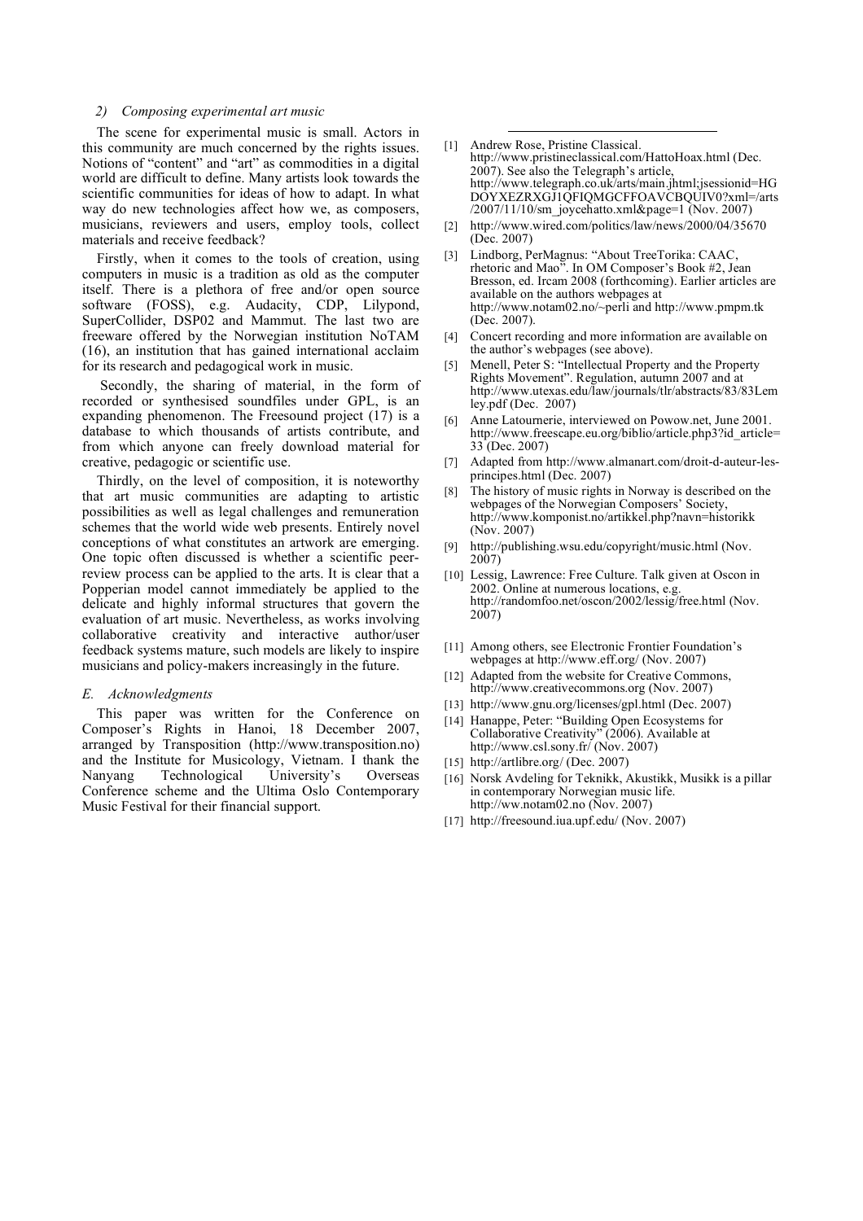### 2) *Composing experimental art music*

The scene for experimental music is small. Actors in this community are much concerned by the rights issues. Notions of "content" and "art" as commodities in a digital world are difficult to define. Many artists look towards the scientific communities for ideas of how to adapt. In what way do new technologies affect how we, as composers, musicians, reviewers and users, employ tools, collect materials and receive feedback?

Firstly, when it comes to the tools of creation, using computers in music is a tradition as old as the computer itself. There is a plethora of free and/or open source software (FOSS), e.g. Audacity, CDP, Lilypond, SuperCollider, DSP02 and Mammut. The last two are freeware offered by the Norwegian institution NoTAM (16), an institution that has gained international acclaim for its research and pedagogical work in music.

Secondly, the sharing of material, in the form of recorded or synthesised soundfiles under GPL, is an expanding phenomenon. The Freesound project (17) is a database to which thousands of artists contribute, and from which anyone can freely download material for creative, pedagogic or scientific use.

Thirdly, on the level of composition, it is noteworthy that art music communities are adapting to artistic possibilities as well as legal challenges and remuneration schemes that the world wide web presents. Entirely novel conceptions of what constitutes an artwork are emerging. One topic often discussed is whether a scientific peer-review process can be applied to the arts. It is clear that a Popperian model cannot immediately be applied to the delicate and highly informal structures that govern the evaluation of art music. Nevertheless, as works involving collaborative creativity and interactive author/user feedback systems mature, such models are likely to inspire musicians and policy-makers increasingly in the future.

## E. *Acknowledgments*

This paper was written for the Conference on Composer's Rights in Hanoi, 18 December 2007, arranged by Transposition (http://www.transposition.no) and the Institute for Musicology, Vietnam. I thank the Nanyang Technological University's Overseas Conference scheme and the Ultima Oslo Contemporary Music Festival for their financial support.

---

[1] Andrew Rose, Pristine Classical. http://www.pristineclassical.com/HattoHoax.html (Dec. 2007). See also the Telegraph's article, http://www.telegraph.co.uk/arts/main.jhtml;jsessionid=HGDOYXEZRXGJ1QFIQMGCFFOAVCBQUIV0?xml=/arts/2007/11/10/sm_joycehatto.xml&page=1 (Nov. 2007)

[2] http://www.wired.com/politics/law/news/2000/04/35670 (Dec. 2007)

[3] Lindborg, PerMagnus: "About TreeTorika: CAAC, rhetoric and Mao". In OM Composer's Book #2, Jean Bresson, ed. Ircam 2008 (forthcoming). Earlier articles are available on the authors webpages at http://www.notam02.no/~perli and http://www.pmpm.tk (Dec. 2007).

[4] Concert recording and more information are available on the author's webpages (see above).

[5] Menell, Peter S: "Intellectual Property and the Property Rights Movement". Regulation, autumn 2007 and at http://www.utexas.edu/law/journals/tlr/abstracts/83/83Lemley.pdf (Dec. 2007)

[6] Anne Latournerie, interviewed on Powow.net, June 2001. http://www.freescape.eu.org/biblio/article.php3?id_article=33 (Dec. 2007)

[7] Adapted from http://www.almanart.com/droit-d-auteur-les-principes.html (Dec. 2007)

[8] The history of music rights in Norway is described on the webpages of the Norwegian Composers' Society, http://www.komponist.no/artikkel.php?navn=historikk (Nov. 2007)

[9] http://publishing.wsu.edu/copyright/music.html (Nov. 2007)

[10] Lessig, Lawrence: Free Culture. Talk given at Oscon in 2002. Online at numerous locations, e.g. http://randomfoo.net/oscon/2002/lessig/free.html (Nov. 2007)

[11] Among others, see Electronic Frontier Foundation's webpages at http://www.eff.org/ (Nov. 2007)

[12] Adapted from the website for Creative Commons, http://www.creativecommons.org (Nov. 2007)

[13] http://www.gnu.org/licenses/gpl.html (Dec. 2007)

[14] Hanappe, Peter: "Building Open Ecosystems for Collaborative Creativity" (2006). Available at http://www.csl.sony.fr/ (Nov. 2007)

[15] http://artlibre.org/ (Dec. 2007)

[16] Norsk Avdeling for Teknikk, Akustikk, Musikk is a pillar in contemporary Norwegian music life. http://ww.notam02.no (Nov. 2007)

[17] http://freesound.iua.upf.edu/ (Nov. 2007)